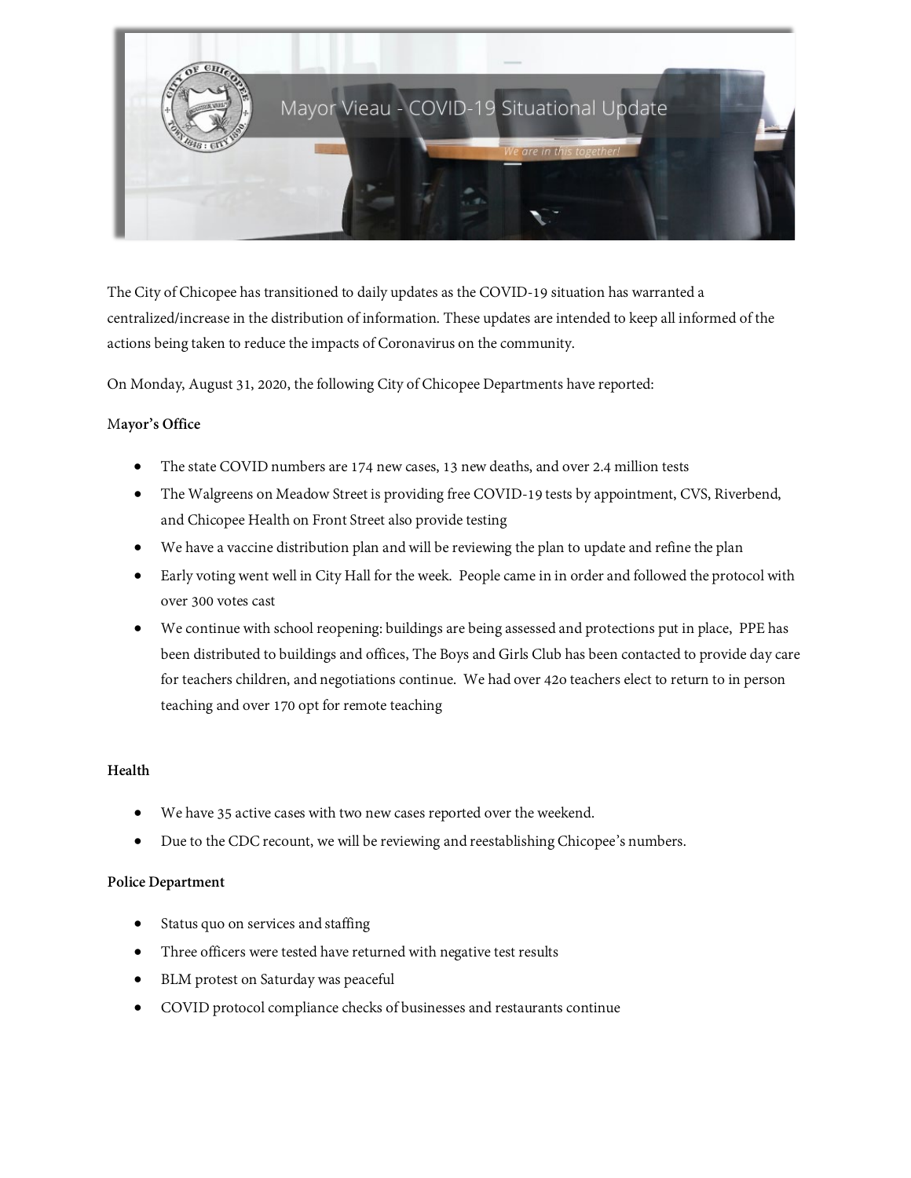# Mayor Vieau - COVID-19 Situational Update

*We are in this together!*

The City of Chicopee has transitioned to daily updates as the COVID-19 situation has warranted a centralized/increase in the distribution of information. These updates are intended to keep all informed of the actions being taken to reduce the impacts of Coronavirus on the community.

On Monday, August 31, 2020, the following City of Chicopee Departments have reported:

**Mayor's Office**

- The state COVID numbers are 174 new cases, 13 new deaths, and over 2.4 million tests
- The Walgreens on Meadow Street is providing free COVID-19 tests by appointment, CVS, Riverbend, and Chicopee Health on Front Street also provide testing
- We have a vaccine distribution plan and will be reviewing the plan to update and refine the plan
- Early voting went well in City Hall for the week. People came in in order and followed the protocol with over 300 votes cast
- We continue with school reopening: buildings are being assessed and protections put in place, PPE has been distributed to buildings and offices, The Boys and Girls Club has been contacted to provide day care for teachers children, and negotiations continue. We had over 42o teachers elect to return to in person teaching and over 170 opt for remote teaching

**Health**

- We have 35 active cases with two new cases reported over the weekend.
- Due to the CDC recount, we will be reviewing and reestablishing Chicopee's numbers.

**Police Department**

- Status quo on services and staffing
- Three officers were tested have returned with negative test results
- BLM protest on Saturday was peaceful
- COVID protocol compliance checks of businesses and restaurants continue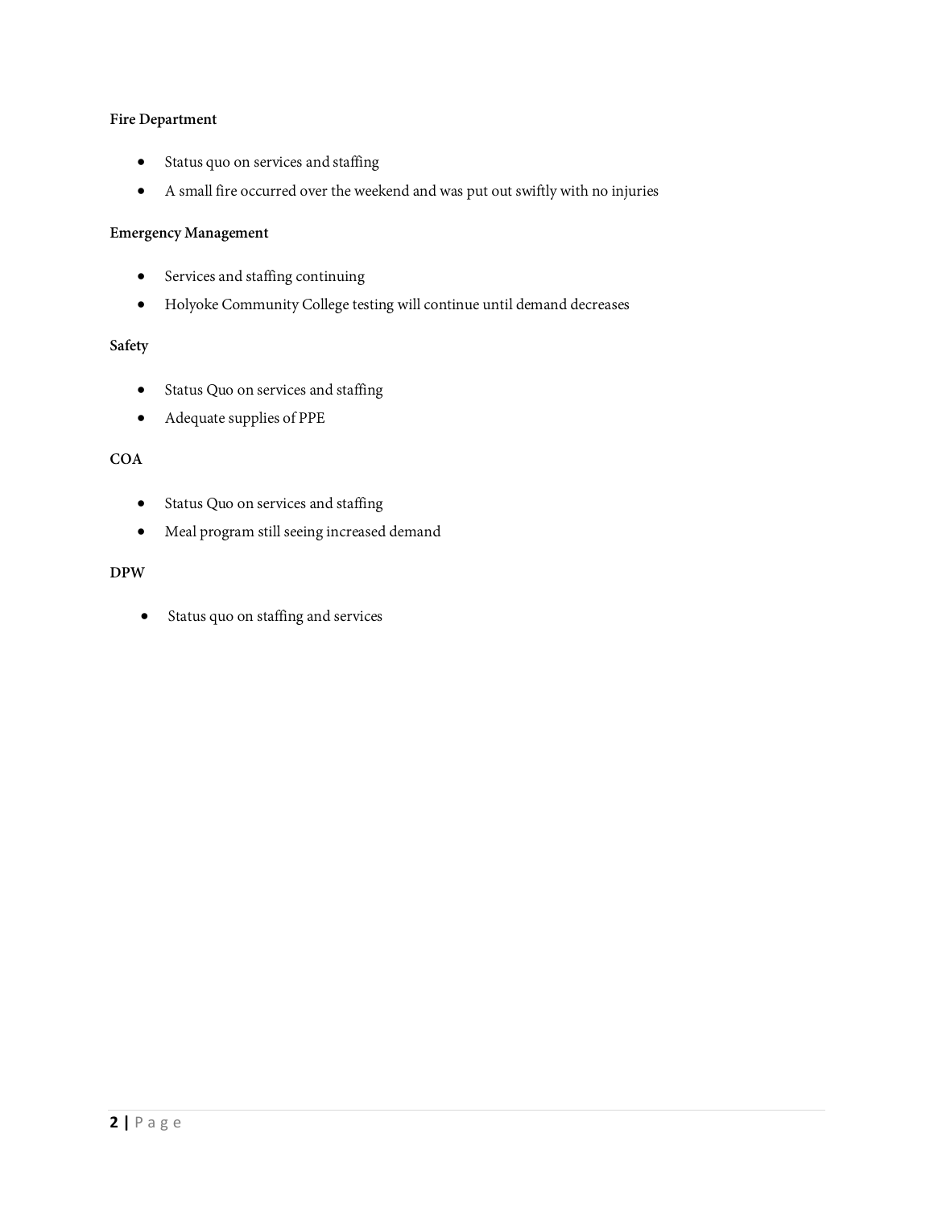**Fire Department**

- Status quo on services and staffing
- A small fire occurred over the weekend and was put out swiftly with no injuries

**Emergency Management**

- Services and staffing continuing
- Holyoke Community College testing will continue until demand decreases

**Safety**

- Status Quo on services and staffing
- Adequate supplies of PPE

**COA**

- Status Quo on services and staffing
- Meal program still seeing increased demand

**DPW**

- Status quo on staffing and services